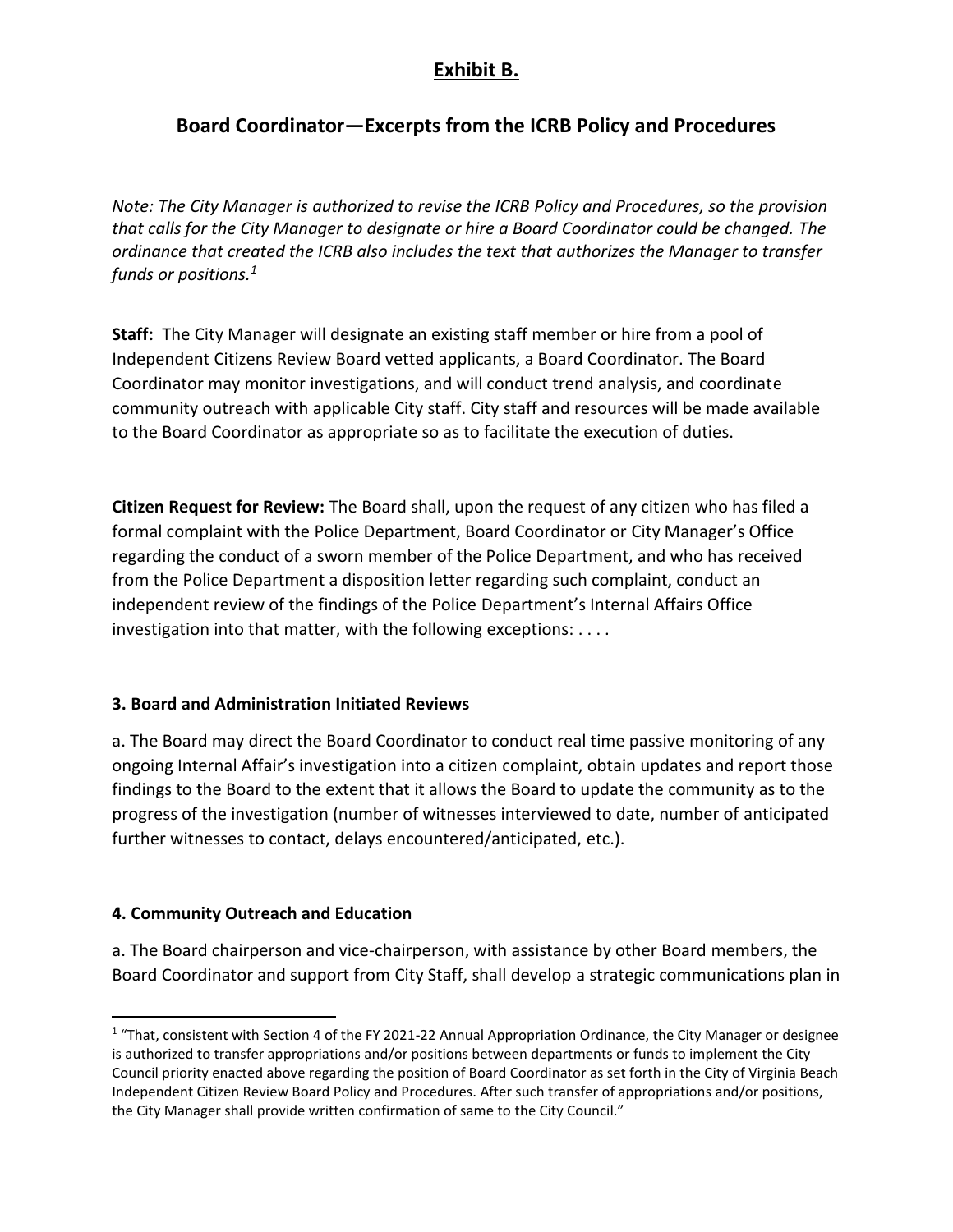# Exhibit B.

## Board Coordinator—Excerpts from the ICRB Policy and Procedures

*Note: The City Manager is authorized to revise the ICRB Policy and Procedures, so the provision that calls for the City Manager to designate or hire a Board Coordinator could be changed. The ordinance that created the ICRB also includes the text that authorizes the Manager to transfer funds or positions.[1]*

**Staff:** The City Manager will designate an existing staff member or hire from a pool of Independent Citizens Review Board vetted applicants, a Board Coordinator. The Board Coordinator may monitor investigations, and will conduct trend analysis, and coordinate community outreach with applicable City staff. City staff and resources will be made available to the Board Coordinator as appropriate so as to facilitate the execution of duties.

**Citizen Request for Review:** The Board shall, upon the request of any citizen who has filed a formal complaint with the Police Department, Board Coordinator or City Manager's Office regarding the conduct of a sworn member of the Police Department, and who has received from the Police Department a disposition letter regarding such complaint, conduct an independent review of the findings of the Police Department's Internal Affairs Office investigation into that matter, with the following exceptions: . . . .

### 3. Board and Administration Initiated Reviews

a. The Board may direct the Board Coordinator to conduct real time passive monitoring of any ongoing Internal Affair's investigation into a citizen complaint, obtain updates and report those findings to the Board to the extent that it allows the Board to update the community as to the progress of the investigation (number of witnesses interviewed to date, number of anticipated further witnesses to contact, delays encountered/anticipated, etc.).

### 4. Community Outreach and Education

a. The Board chairperson and vice-chairperson, with assistance by other Board members, the Board Coordinator and support from City Staff, shall develop a strategic communications plan in

---

[1] "That, consistent with Section 4 of the FY 2021-22 Annual Appropriation Ordinance, the City Manager or designee is authorized to transfer appropriations and/or positions between departments or funds to implement the City Council priority enacted above regarding the position of Board Coordinator as set forth in the City of Virginia Beach Independent Citizen Review Board Policy and Procedures. After such transfer of appropriations and/or positions, the City Manager shall provide written confirmation of same to the City Council."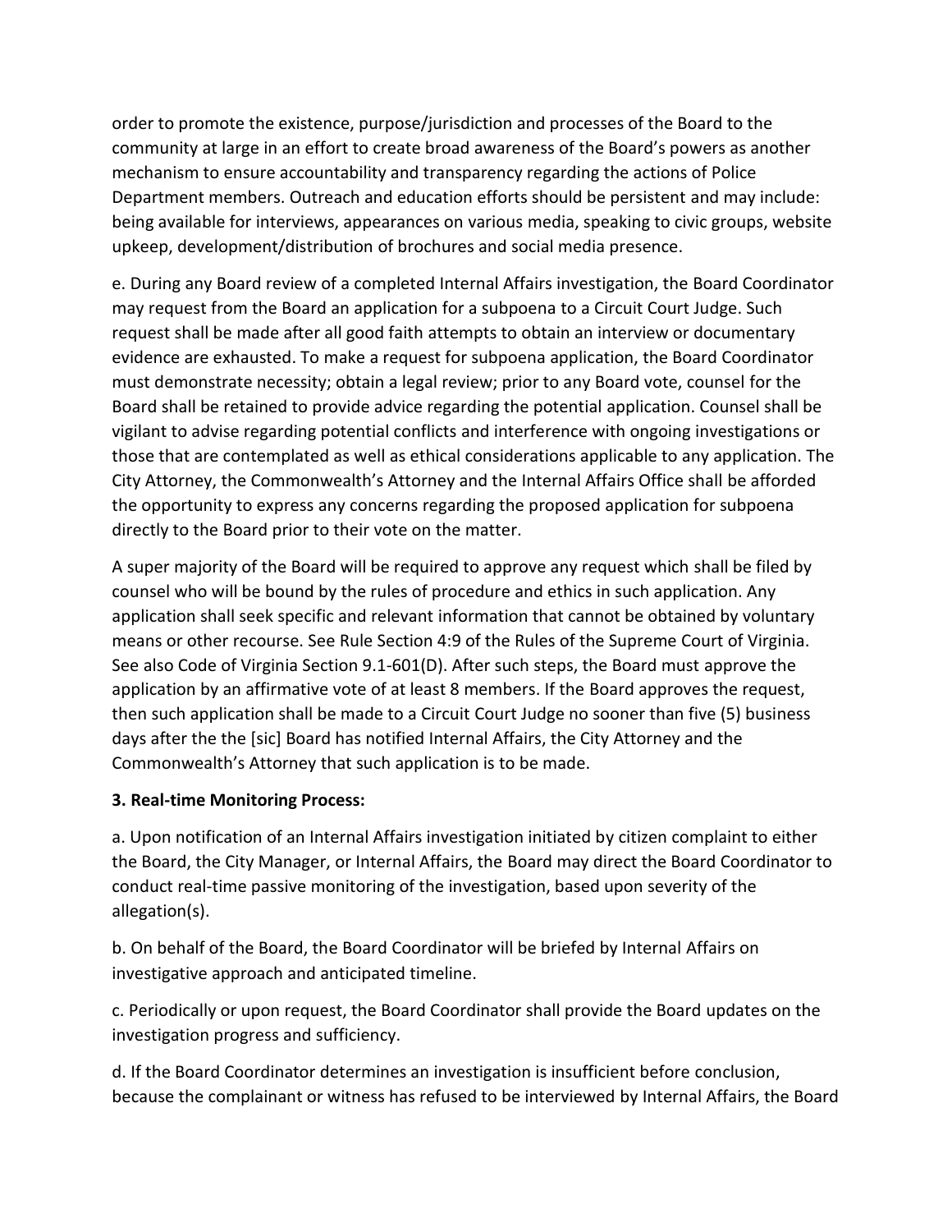order to promote the existence, purpose/jurisdiction and processes of the Board to the community at large in an effort to create broad awareness of the Board's powers as another mechanism to ensure accountability and transparency regarding the actions of Police Department members. Outreach and education efforts should be persistent and may include: being available for interviews, appearances on various media, speaking to civic groups, website upkeep, development/distribution of brochures and social media presence.

e. During any Board review of a completed Internal Affairs investigation, the Board Coordinator may request from the Board an application for a subpoena to a Circuit Court Judge. Such request shall be made after all good faith attempts to obtain an interview or documentary evidence are exhausted. To make a request for subpoena application, the Board Coordinator must demonstrate necessity; obtain a legal review; prior to any Board vote, counsel for the Board shall be retained to provide advice regarding the potential application. Counsel shall be vigilant to advise regarding potential conflicts and interference with ongoing investigations or those that are contemplated as well as ethical considerations applicable to any application. The City Attorney, the Commonwealth's Attorney and the Internal Affairs Office shall be afforded the opportunity to express any concerns regarding the proposed application for subpoena directly to the Board prior to their vote on the matter.

A super majority of the Board will be required to approve any request which shall be filed by counsel who will be bound by the rules of procedure and ethics in such application. Any application shall seek specific and relevant information that cannot be obtained by voluntary means or other recourse. See Rule Section 4:9 of the Rules of the Supreme Court of Virginia. See also Code of Virginia Section 9.1-601(D). After such steps, the Board must approve the application by an affirmative vote of at least 8 members. If the Board approves the request, then such application shall be made to a Circuit Court Judge no sooner than five (5) business days after the the [sic] Board has notified Internal Affairs, the City Attorney and the Commonwealth's Attorney that such application is to be made.

**3. Real-time Monitoring Process:**

a. Upon notification of an Internal Affairs investigation initiated by citizen complaint to either the Board, the City Manager, or Internal Affairs, the Board may direct the Board Coordinator to conduct real-time passive monitoring of the investigation, based upon severity of the allegation(s).

b. On behalf of the Board, the Board Coordinator will be briefed by Internal Affairs on investigative approach and anticipated timeline.

c. Periodically or upon request, the Board Coordinator shall provide the Board updates on the investigation progress and sufficiency.

d. If the Board Coordinator determines an investigation is insufficient before conclusion, because the complainant or witness has refused to be interviewed by Internal Affairs, the Board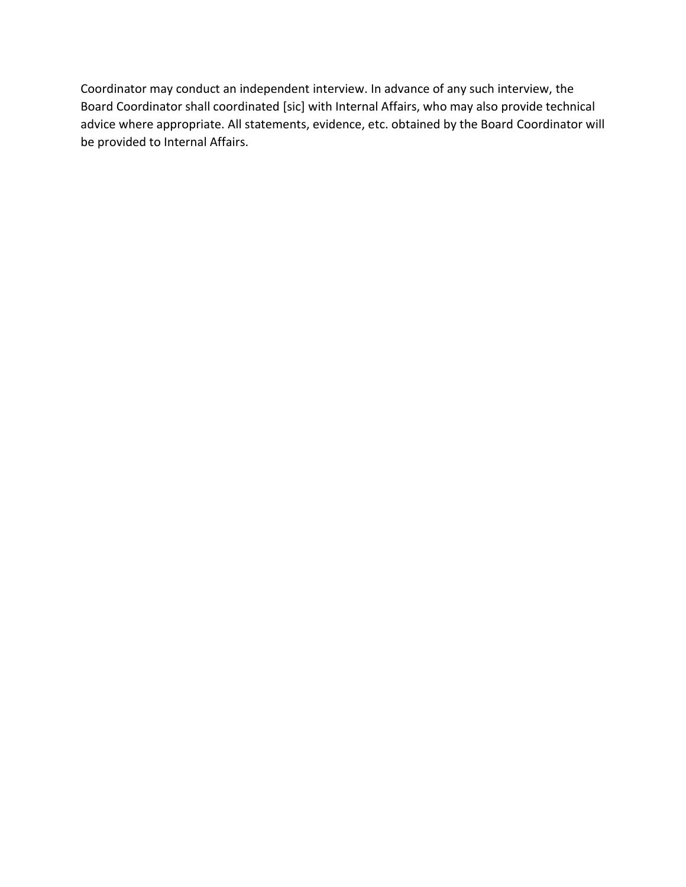Coordinator may conduct an independent interview. In advance of any such interview, the Board Coordinator shall coordinated [sic] with Internal Affairs, who may also provide technical advice where appropriate. All statements, evidence, etc. obtained by the Board Coordinator will be provided to Internal Affairs.